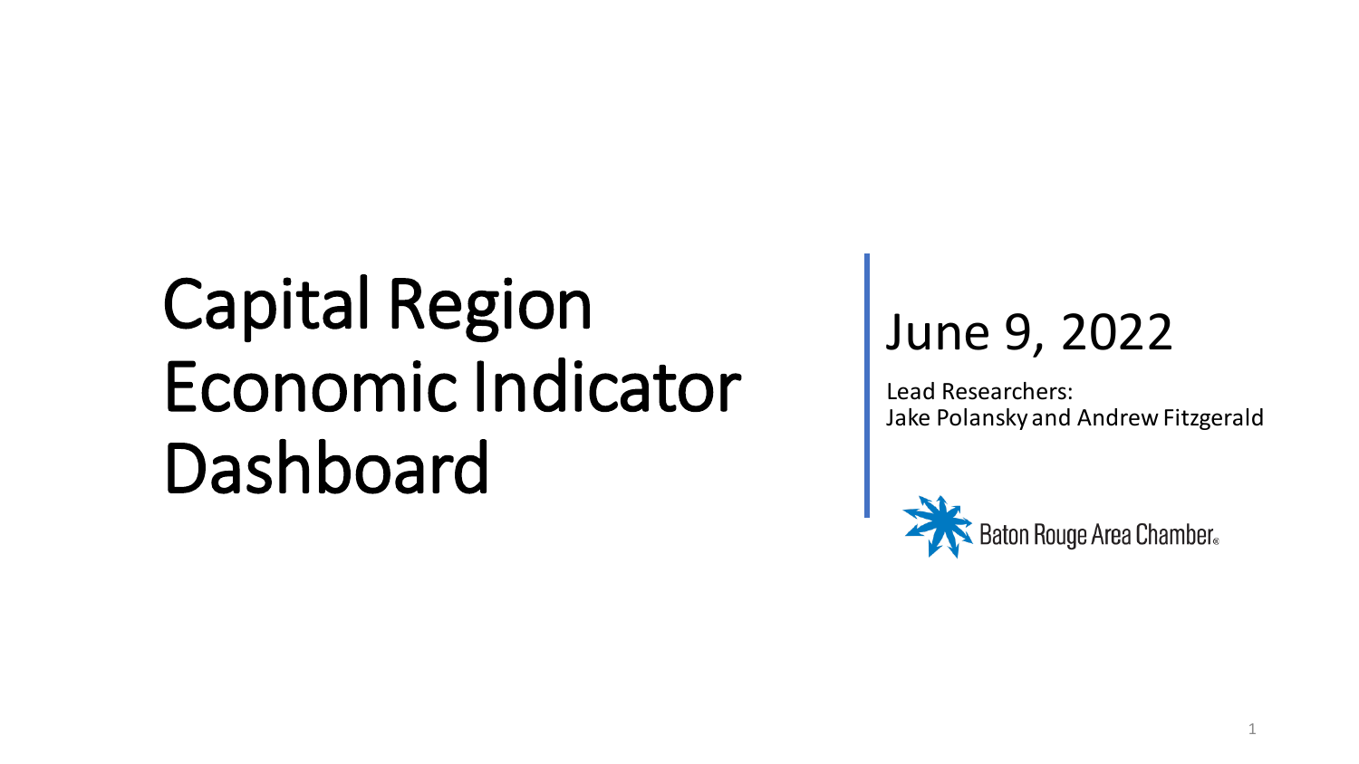# Capital Region Economic Indicator Dashboard

## June 9, 2022

Lead Researchers:
Jake Polansky and Andrew Fitzgerald

Baton Rouge Area Chamber®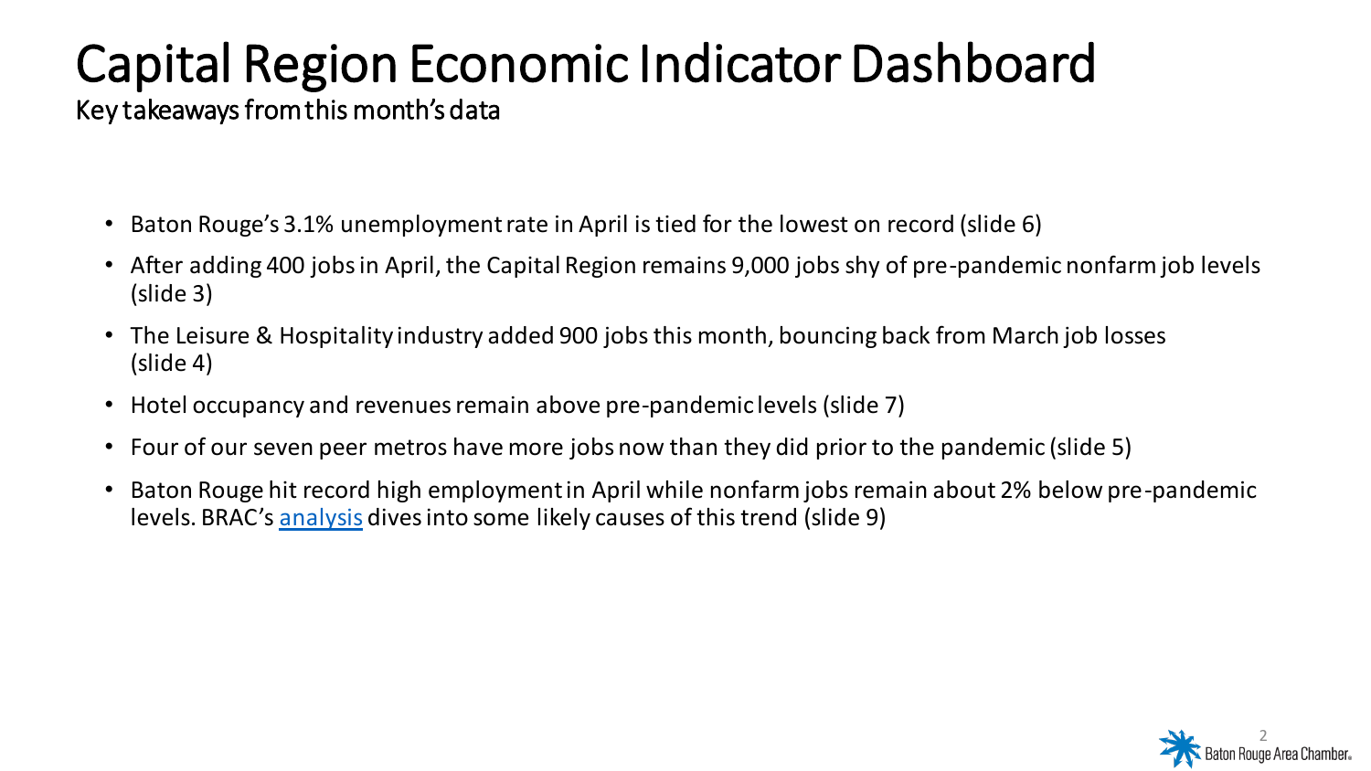# Capital Region Economic Indicator Dashboard

Key takeaways from this month's data

- Baton Rouge's 3.1% unemployment rate in April is tied for the lowest on record (slide 6)
- After adding 400 jobs in April, the Capital Region remains 9,000 jobs shy of pre-pandemic nonfarm job levels (slide 3)
- The Leisure & Hospitality industry added 900 jobs this month, bouncing back from March job losses (slide 4)
- Hotel occupancy and revenues remain above pre-pandemic levels (slide 7)
- Four of our seven peer metros have more jobs now than they did prior to the pandemic (slide 5)
- Baton Rouge hit record high employment in April while nonfarm jobs remain about 2% below pre-pandemic levels. BRAC's analysis dives into some likely causes of this trend (slide 9)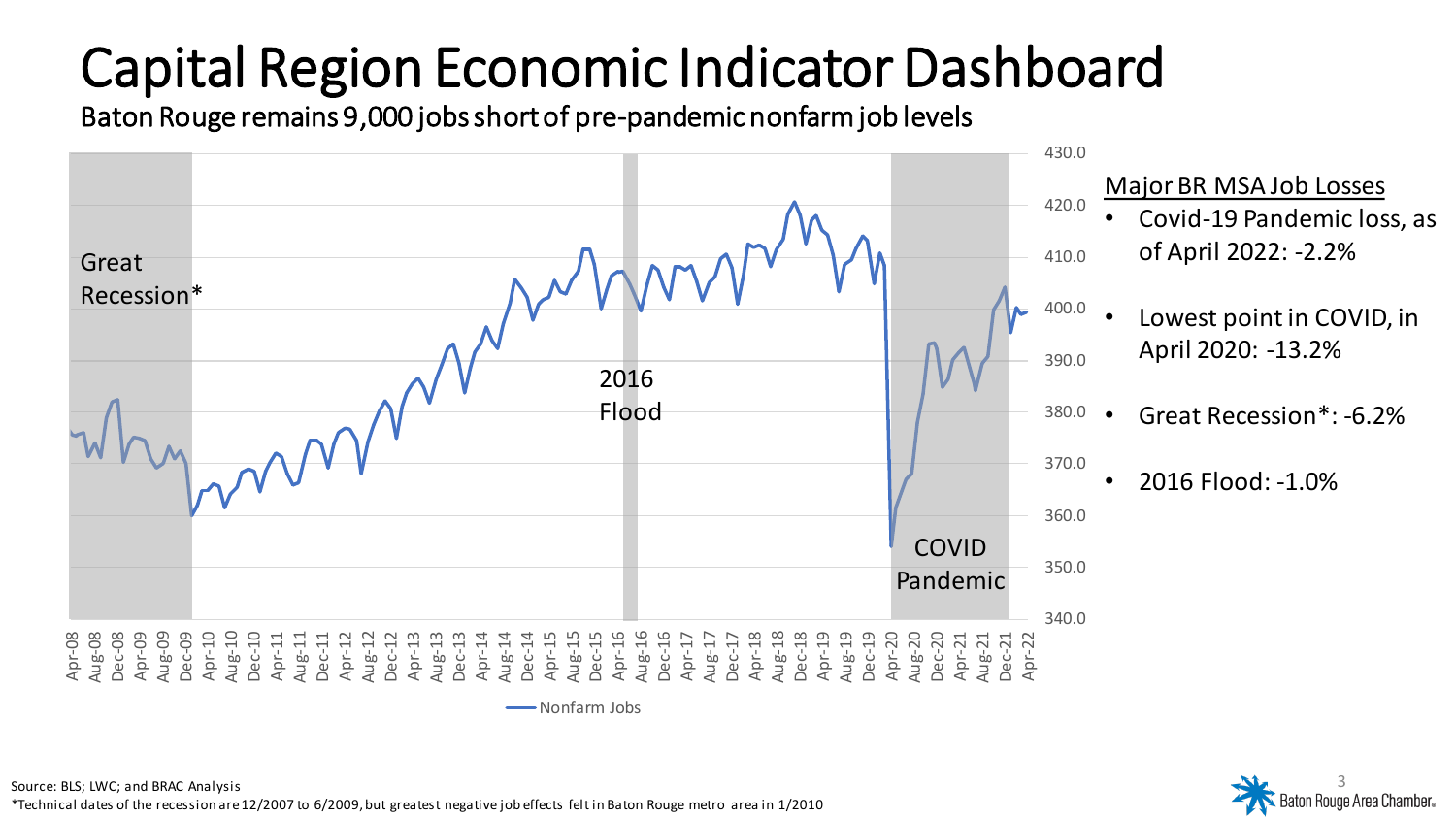# Capital Region Economic Indicator Dashboard

Baton Rouge remains 9,000 jobs short of pre-pandemic nonfarm job levels

Great Recession*

2016 Flood

COVID Pandemic

Nonfarm Jobs

Major BR MSA Job Losses

- Covid-19 Pandemic loss, as of April 2022: -2.2%
- Lowest point in COVID, in April 2020: -13.2%
- Great Recession*: -6.2%
- 2016 Flood: -1.0%

Source: BLS; LWC; and BRAC Analysis

*Technical dates of the recession are 12/2007 to 6/2009, but greatest negative job effects felt in Baton Rouge metro area in 1/2010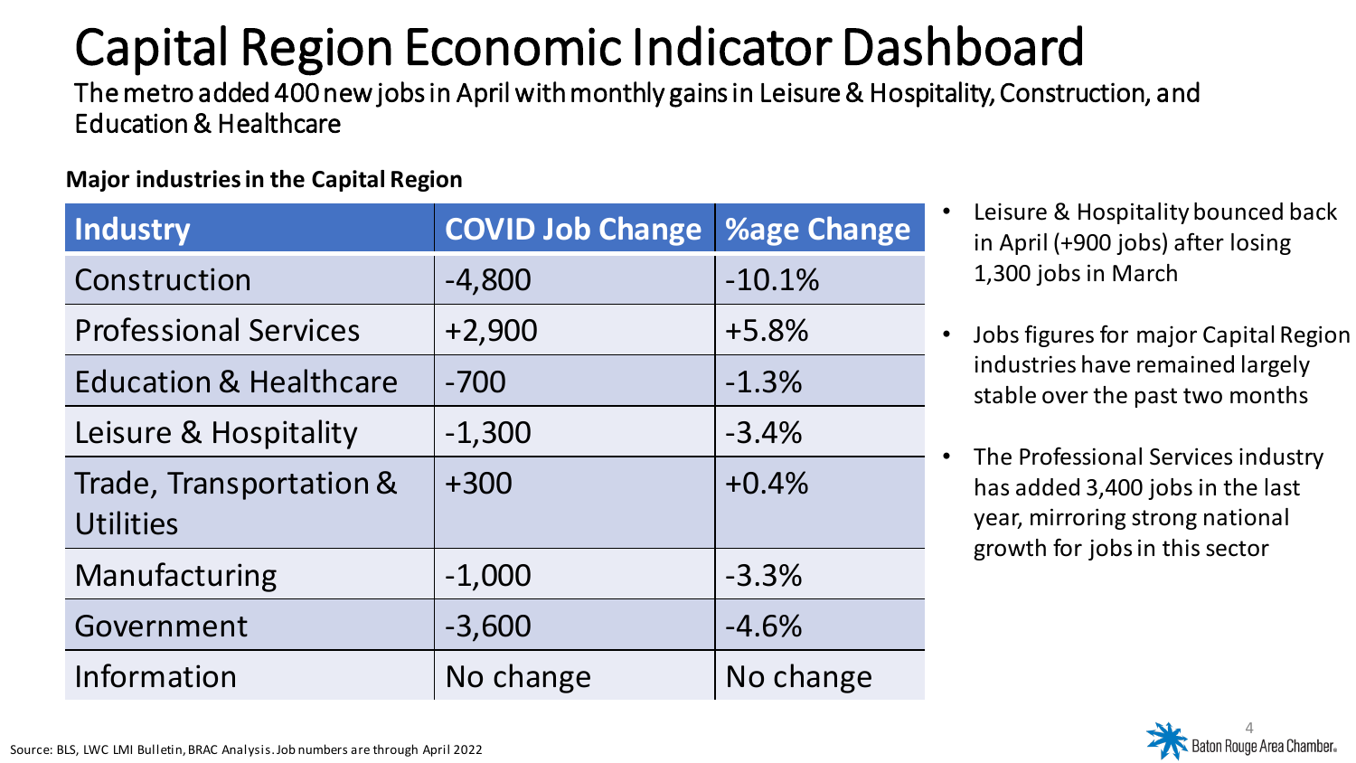# Capital Region Economic Indicator Dashboard

The metro added 400 new jobs in April with monthly gains in Leisure & Hospitality, Construction, and Education & Healthcare

**Major industries in the Capital Region**

| Industry | COVID Job Change | %age Change |
|---|---|---|
| Construction | -4,800 | -10.1% |
| Professional Services | +2,900 | +5.8% |
| Education & Healthcare | -700 | -1.3% |
| Leisure & Hospitality | -1,300 | -3.4% |
| Trade, Transportation & Utilities | +300 | +0.4% |
| Manufacturing | -1,000 | -3.3% |
| Government | -3,600 | -4.6% |
| Information | No change | No change |

- Leisure & Hospitality bounced back in April (+900 jobs) after losing 1,300 jobs in March
- Jobs figures for major Capital Region industries have remained largely stable over the past two months
- The Professional Services industry has added 3,400 jobs in the last year, mirroring strong national growth for jobs in this sector

Source: BLS, LWC LMI Bulletin, BRAC Analysis. Job numbers are through April 2022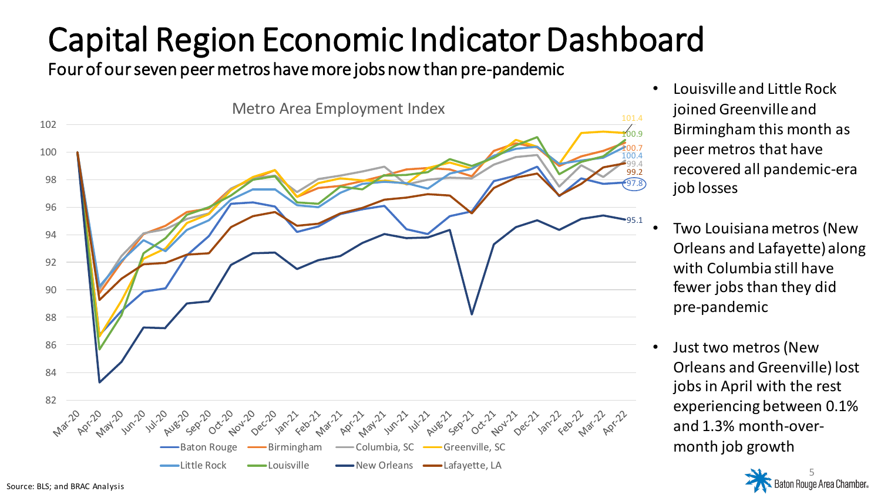# Capital Region Economic Indicator Dashboard

Four of our seven peer metros have more jobs now than pre-pandemic

Metro Area Employment Index

Legend: Baton Rouge, Birmingham, Columbia, SC, Greenville, SC, Little Rock, Louisville, New Orleans, Lafayette, LA

Apr-22 values: 101.4, 100.9, 100.7, 100.4, 99.4, 99.2, 97.8, 95.1

- Louisville and Little Rock joined Greenville and Birmingham this month as peer metros that have recovered all pandemic-era job losses
- Two Louisiana metros (New Orleans and Lafayette) along with Columbia still have fewer jobs than they did pre-pandemic
- Just two metros (New Orleans and Greenville) lost jobs in April with the rest experiencing between 0.1% and 1.3% month-over-month job growth

Source: BLS; and BRAC Analysis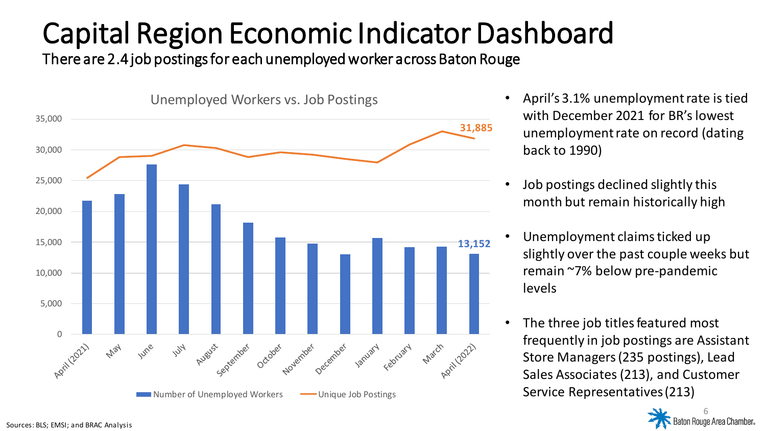# Capital Region Economic Indicator Dashboard

There are 2.4 job postings for each unemployed worker across Baton Rouge

Unemployed Workers vs. Job Postings

- April's 3.1% unemployment rate is tied with December 2021 for BR's lowest unemployment rate on record (dating back to 1990)
- Job postings declined slightly this month but remain historically high
- Unemployment claims ticked up slightly over the past couple weeks but remain ~7% below pre-pandemic levels
- The three job titles featured most frequently in job postings are Assistant Store Managers (235 postings), Lead Sales Associates (213), and Customer Service Representatives (213)

Sources: BLS; EMSI; and BRAC Analysis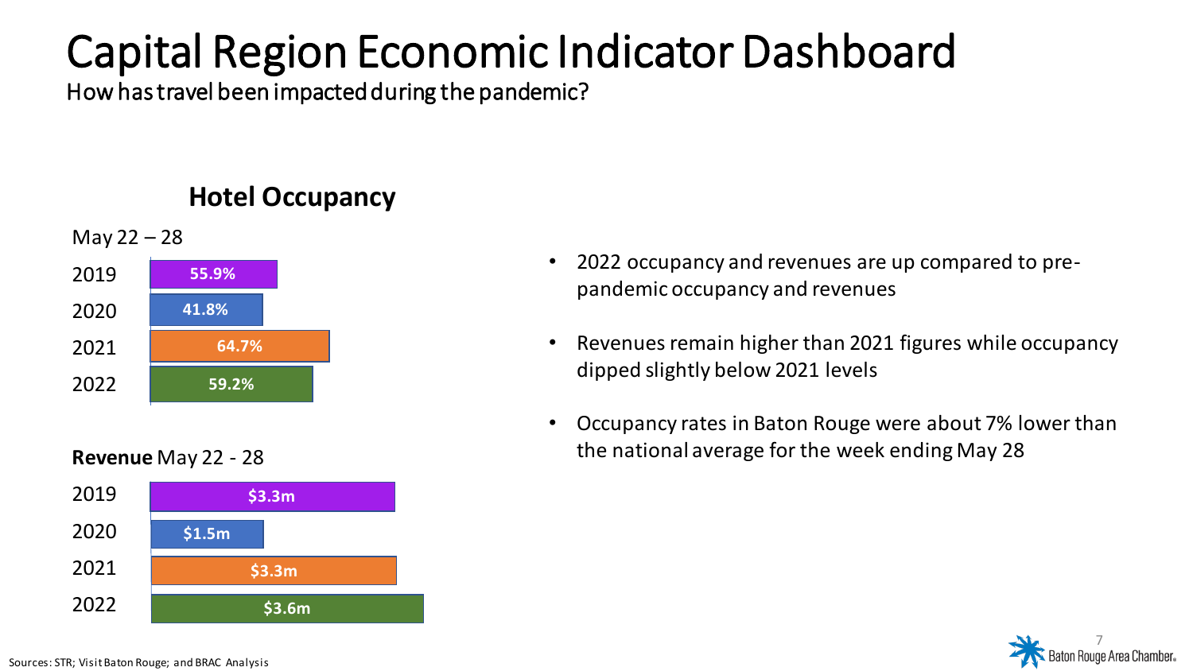# Capital Region Economic Indicator Dashboard

How has travel been impacted during the pandemic?

## Hotel Occupancy

May 22 – 28

| Year | Occupancy |
|---|---|
| 2019 | 55.9% |
| 2020 | 41.8% |
| 2021 | 64.7% |
| 2022 | 59.2% |

**Revenue** May 22 - 28

| Year | Revenue |
|---|---|
| 2019 | $3.3m |
| 2020 | $1.5m |
| 2021 | $3.3m |
| 2022 | $3.6m |

- 2022 occupancy and revenues are up compared to pre-pandemic occupancy and revenues
- Revenues remain higher than 2021 figures while occupancy dipped slightly below 2021 levels
- Occupancy rates in Baton Rouge were about 7% lower than the national average for the week ending May 28

Sources: STR; Visit Baton Rouge; and BRAC Analysis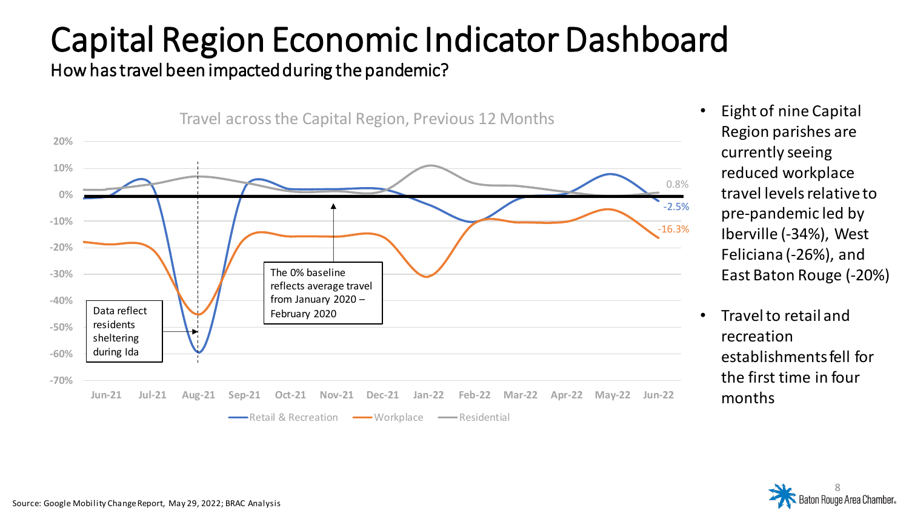# Capital Region Economic Indicator Dashboard

## How has travel been impacted during the pandemic?

Travel across the Capital Region, Previous 12 Months

Data reflect residents sheltering during Ida

The 0% baseline reflects average travel from January 2020 – February 2020

Retail & Recreation: -2.5%
Workplace: -16.3%
Residential: 0.8%

- Eight of nine Capital Region parishes are currently seeing reduced workplace travel levels relative to pre-pandemic led by Iberville (-34%), West Feliciana (-26%), and East Baton Rouge (-20%)
- Travel to retail and recreation establishments fell for the first time in four months

Source: Google Mobility Change Report, May 29, 2022; BRAC Analysis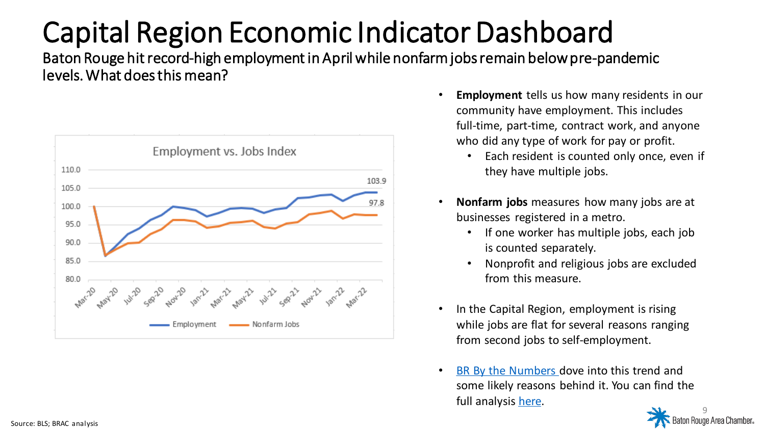# Capital Region Economic Indicator Dashboard

Baton Rouge hit record-high employment in April while nonfarm jobs remain below pre-pandemic levels. What does this mean?

Employment vs. Jobs Index

110.0
105.0
100.0
95.0
90.0
85.0
80.0

103.9
97.8

Mar-20, May-20, Jul-20, Sep-20, Nov-20, Jan-21, Mar-21, May-21, Jul-21, Sep-21, Nov-21, Jan-22, Mar-22

Employment — Nonfarm Jobs

- **Employment** tells us how many residents in our community have employment. This includes full-time, part-time, contract work, and anyone who did any type of work for pay or profit.
  - Each resident is counted only once, even if they have multiple jobs.
- **Nonfarm jobs** measures how many jobs are at businesses registered in a metro.
  - If one worker has multiple jobs, each job is counted separately.
  - Nonprofit and religious jobs are excluded from this measure.
- In the Capital Region, employment is rising while jobs are flat for several reasons ranging from second jobs to self-employment.
- BR By the Numbers dove into this trend and some likely reasons behind it. You can find the full analysis here.

Source: BLS; BRAC analysis

Baton Rouge Area Chamber